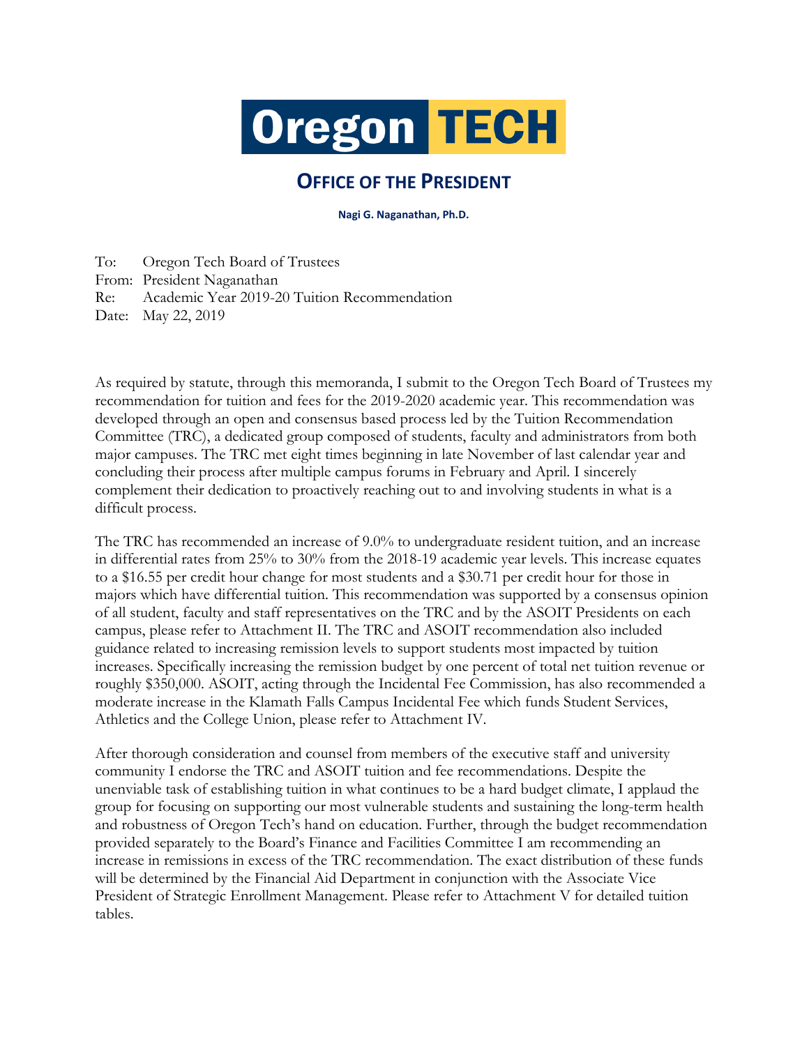# Oregon TECH

## OFFICE OF THE PRESIDENT

**Nagi G. Naganathan, Ph.D.**

To: Oregon Tech Board of Trustees
From: President Naganathan
Re: Academic Year 2019-20 Tuition Recommendation
Date: May 22, 2019

As required by statute, through this memoranda, I submit to the Oregon Tech Board of Trustees my recommendation for tuition and fees for the 2019-2020 academic year. This recommendation was developed through an open and consensus based process led by the Tuition Recommendation Committee (TRC), a dedicated group composed of students, faculty and administrators from both major campuses. The TRC met eight times beginning in late November of last calendar year and concluding their process after multiple campus forums in February and April. I sincerely complement their dedication to proactively reaching out to and involving students in what is a difficult process.

The TRC has recommended an increase of 9.0% to undergraduate resident tuition, and an increase in differential rates from 25% to 30% from the 2018-19 academic year levels. This increase equates to a $16.55 per credit hour change for most students and a $30.71 per credit hour for those in majors which have differential tuition. This recommendation was supported by a consensus opinion of all student, faculty and staff representatives on the TRC and by the ASOIT Presidents on each campus, please refer to Attachment II. The TRC and ASOIT recommendation also included guidance related to increasing remission levels to support students most impacted by tuition increases. Specifically increasing the remission budget by one percent of total net tuition revenue or roughly $350,000. ASOIT, acting through the Incidental Fee Commission, has also recommended a moderate increase in the Klamath Falls Campus Incidental Fee which funds Student Services, Athletics and the College Union, please refer to Attachment IV.

After thorough consideration and counsel from members of the executive staff and university community I endorse the TRC and ASOIT tuition and fee recommendations. Despite the unenviable task of establishing tuition in what continues to be a hard budget climate, I applaud the group for focusing on supporting our most vulnerable students and sustaining the long-term health and robustness of Oregon Tech's hand on education. Further, through the budget recommendation provided separately to the Board's Finance and Facilities Committee I am recommending an increase in remissions in excess of the TRC recommendation. The exact distribution of these funds will be determined by the Financial Aid Department in conjunction with the Associate Vice President of Strategic Enrollment Management. Please refer to Attachment V for detailed tuition tables.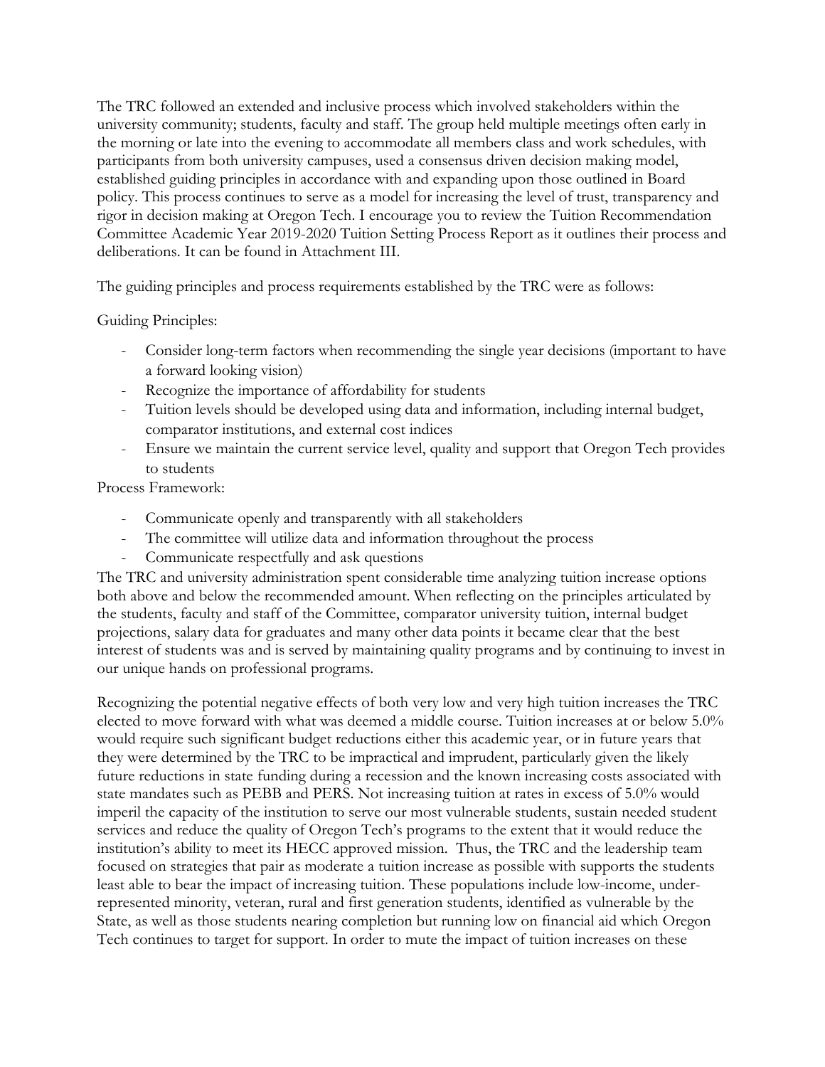The TRC followed an extended and inclusive process which involved stakeholders within the university community; students, faculty and staff. The group held multiple meetings often early in the morning or late into the evening to accommodate all members class and work schedules, with participants from both university campuses, used a consensus driven decision making model, established guiding principles in accordance with and expanding upon those outlined in Board policy. This process continues to serve as a model for increasing the level of trust, transparency and rigor in decision making at Oregon Tech. I encourage you to review the Tuition Recommendation Committee Academic Year 2019-2020 Tuition Setting Process Report as it outlines their process and deliberations. It can be found in Attachment III.

The guiding principles and process requirements established by the TRC were as follows:

Guiding Principles:

- Consider long-term factors when recommending the single year decisions (important to have a forward looking vision)
- Recognize the importance of affordability for students
- Tuition levels should be developed using data and information, including internal budget, comparator institutions, and external cost indices
- Ensure we maintain the current service level, quality and support that Oregon Tech provides to students

Process Framework:

- Communicate openly and transparently with all stakeholders
- The committee will utilize data and information throughout the process
- Communicate respectfully and ask questions

The TRC and university administration spent considerable time analyzing tuition increase options both above and below the recommended amount. When reflecting on the principles articulated by the students, faculty and staff of the Committee, comparator university tuition, internal budget projections, salary data for graduates and many other data points it became clear that the best interest of students was and is served by maintaining quality programs and by continuing to invest in our unique hands on professional programs.

Recognizing the potential negative effects of both very low and very high tuition increases the TRC elected to move forward with what was deemed a middle course. Tuition increases at or below 5.0% would require such significant budget reductions either this academic year, or in future years that they were determined by the TRC to be impractical and imprudent, particularly given the likely future reductions in state funding during a recession and the known increasing costs associated with state mandates such as PEBB and PERS. Not increasing tuition at rates in excess of 5.0% would imperil the capacity of the institution to serve our most vulnerable students, sustain needed student services and reduce the quality of Oregon Tech's programs to the extent that it would reduce the institution's ability to meet its HECC approved mission. Thus, the TRC and the leadership team focused on strategies that pair as moderate a tuition increase as possible with supports the students least able to bear the impact of increasing tuition. These populations include low-income, under-represented minority, veteran, rural and first generation students, identified as vulnerable by the State, as well as those students nearing completion but running low on financial aid which Oregon Tech continues to target for support. In order to mute the impact of tuition increases on these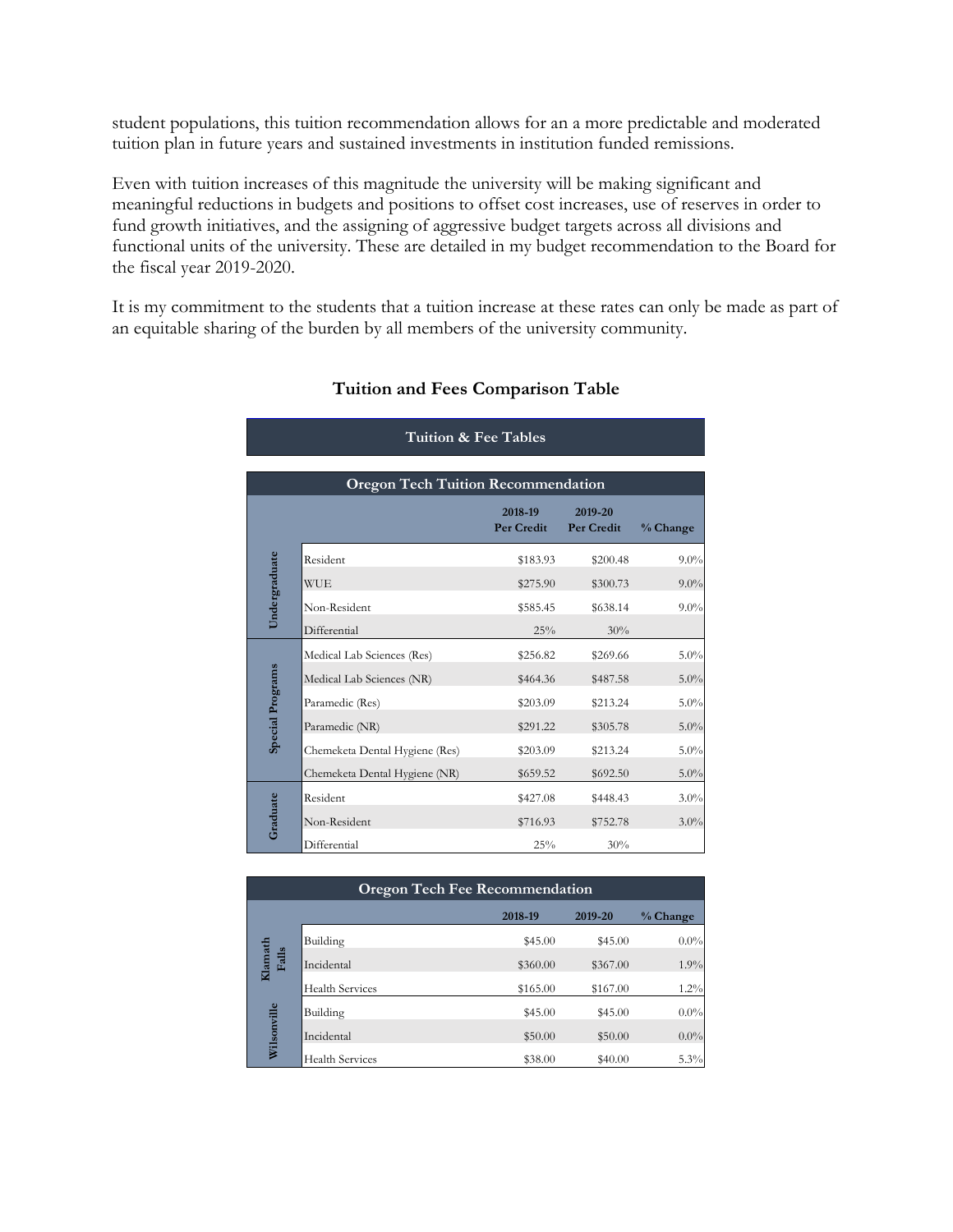student populations, this tuition recommendation allows for an a more predictable and moderated tuition plan in future years and sustained investments in institution funded remissions.

Even with tuition increases of this magnitude the university will be making significant and meaningful reductions in budgets and positions to offset cost increases, use of reserves in order to fund growth initiatives, and the assigning of aggressive budget targets across all divisions and functional units of the university. These are detailed in my budget recommendation to the Board for the fiscal year 2019-2020.

It is my commitment to the students that a tuition increase at these rates can only be made as part of an equitable sharing of the burden by all members of the university community.

## Tuition and Fees Comparison Table

**Tuition & Fee Tables**

**Oregon Tech Tuition Recommendation**

| | | 2018-19 Per Credit | 2019-20 Per Credit | % Change |
|---|---|---|---|---|
| Undergraduate | Resident | $183.93 | $200.48 | 9.0% |
| | WUE | $275.90 | $300.73 | 9.0% |
| | Non-Resident | $585.45 | $638.14 | 9.0% |
| | Differential | 25% | 30% | |
| Special Programs | Medical Lab Sciences (Res) | $256.82 | $269.66 | 5.0% |
| | Medical Lab Sciences (NR) | $464.36 | $487.58 | 5.0% |
| | Paramedic (Res) | $203.09 | $213.24 | 5.0% |
| | Paramedic (NR) | $291.22 | $305.78 | 5.0% |
| | Chemeketa Dental Hygiene (Res) | $203.09 | $213.24 | 5.0% |
| | Chemeketa Dental Hygiene (NR) | $659.52 | $692.50 | 5.0% |
| Graduate | Resident | $427.08 | $448.43 | 3.0% |
| | Non-Resident | $716.93 | $752.78 | 3.0% |
| | Differential | 25% | 30% | |

**Oregon Tech Fee Recommendation**

| | | 2018-19 | 2019-20 | % Change |
|---|---|---|---|---|
| Klamath Falls | Building | $45.00 | $45.00 | 0.0% |
| | Incidental | $360.00 | $367.00 | 1.9% |
| | Health Services | $165.00 | $167.00 | 1.2% |
| Wilsonville | Building | $45.00 | $45.00 | 0.0% |
| | Incidental | $50.00 | $50.00 | 0.0% |
| | Health Services | $38.00 | $40.00 | 5.3% |